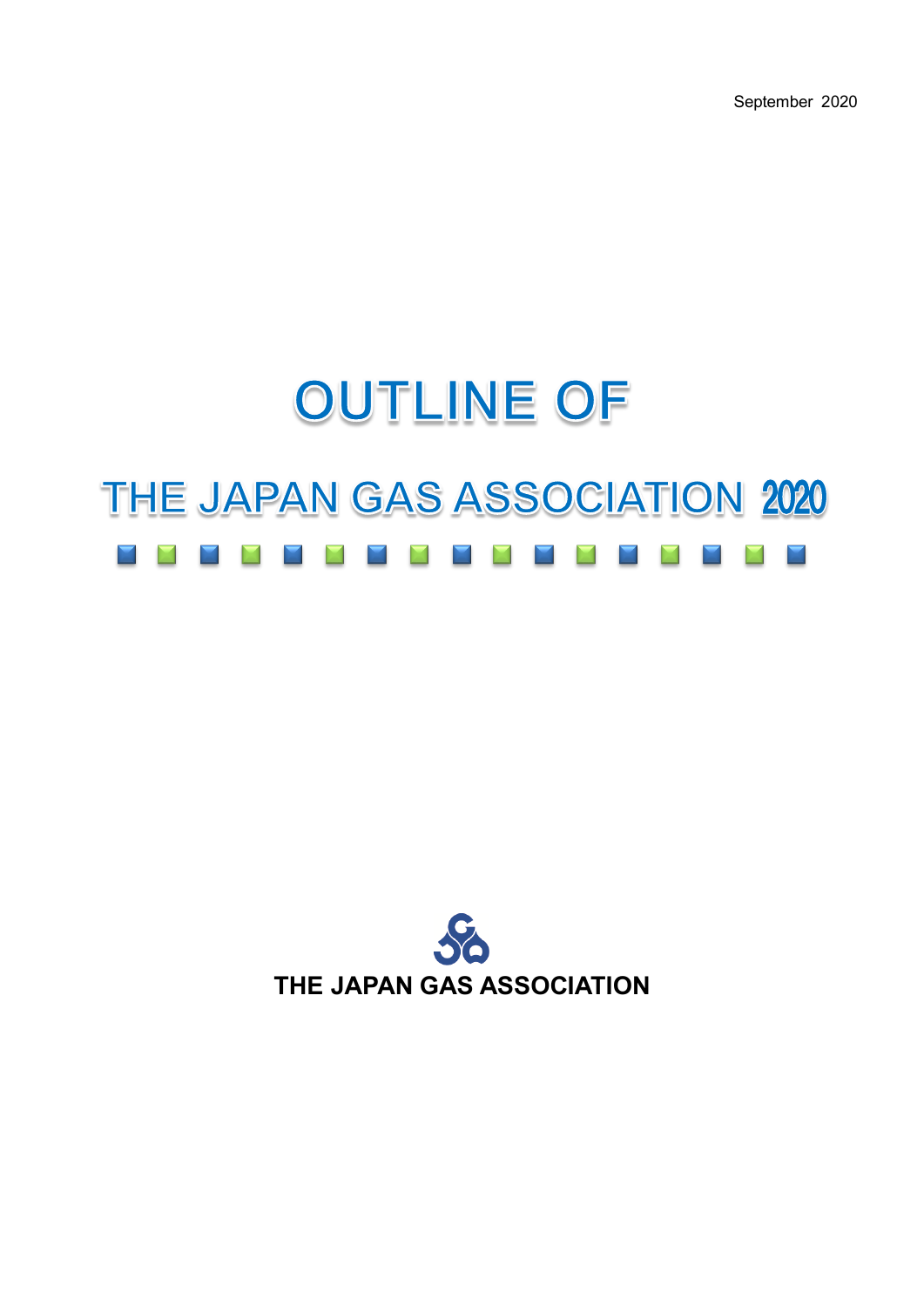September 2020

# OUTLINE OF

# THE JAPAN GAS ASSOCIATION 2020

**THE JAPAN GAS ASSOCIATION**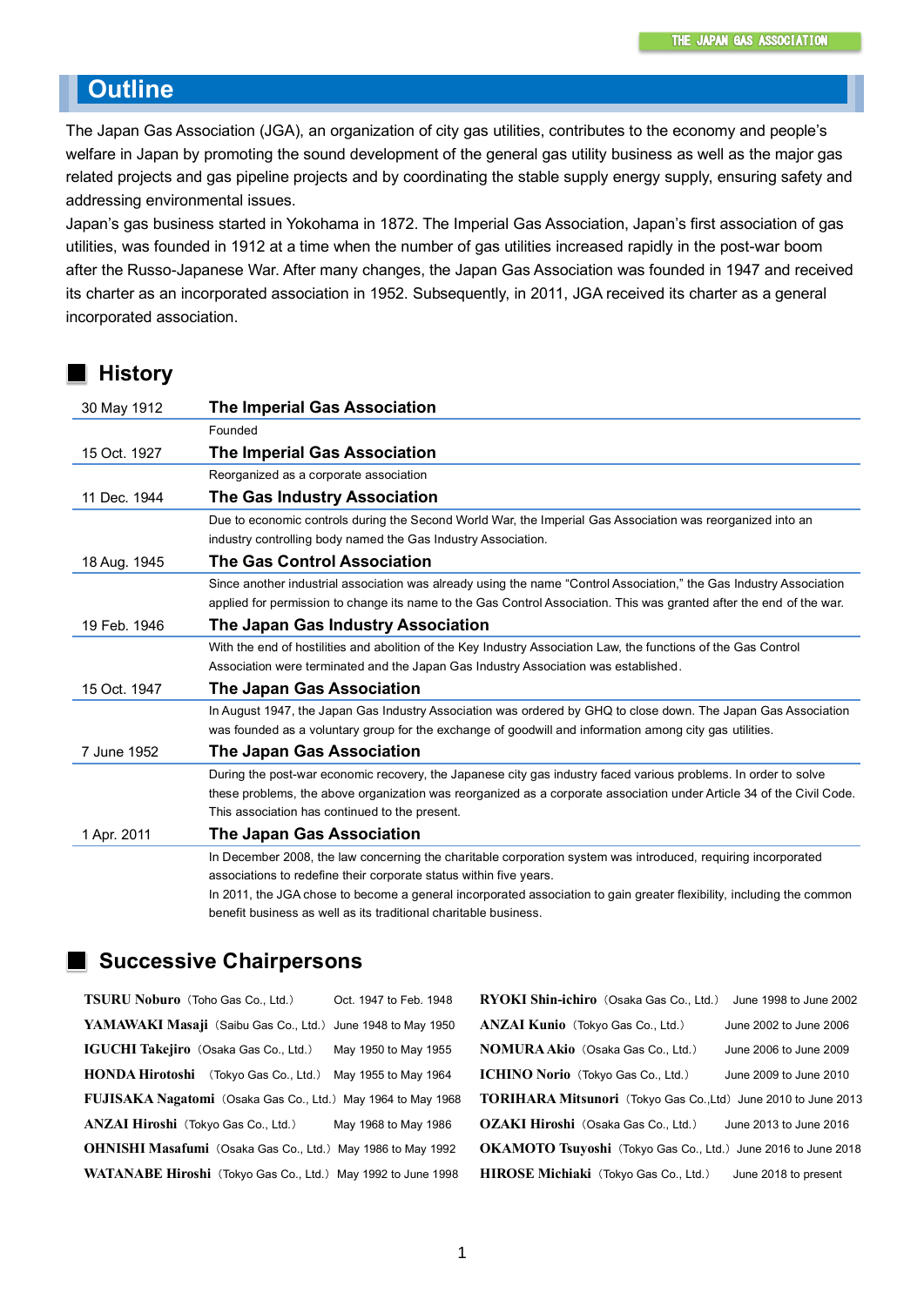# Outline

The Japan Gas Association (JGA), an organization of city gas utilities, contributes to the economy and people's welfare in Japan by promoting the sound development of the general gas utility business as well as the major gas related projects and gas pipeline projects and by coordinating the stable supply energy supply, ensuring safety and addressing environmental issues.

Japan's gas business started in Yokohama in 1872. The Imperial Gas Association, Japan's first association of gas utilities, was founded in 1912 at a time when the number of gas utilities increased rapidly in the post-war boom after the Russo-Japanese War. After many changes, the Japan Gas Association was founded in 1947 and received its charter as an incorporated association in 1952. Subsequently, in 2011, JGA received its charter as a general incorporated association.

## History

**30 May 1912 — The Imperial Gas Association**

Founded

**15 Oct. 1927 — The Imperial Gas Association**

Reorganized as a corporate association

**11 Dec. 1944 — The Gas Industry Association**

Due to economic controls during the Second World War, the Imperial Gas Association was reorganized into an industry controlling body named the Gas Industry Association.

**18 Aug. 1945 — The Gas Control Association**

Since another industrial association was already using the name "Control Association," the Gas Industry Association applied for permission to change its name to the Gas Control Association. This was granted after the end of the war.

**19 Feb. 1946 — The Japan Gas Industry Association**

With the end of hostilities and abolition of the Key Industry Association Law, the functions of the Gas Control Association were terminated and the Japan Gas Industry Association was established.

**15 Oct. 1947 — The Japan Gas Association**

In August 1947, the Japan Gas Industry Association was ordered by GHQ to close down. The Japan Gas Association was founded as a voluntary group for the exchange of goodwill and information among city gas utilities.

**7 June 1952 — The Japan Gas Association**

During the post-war economic recovery, the Japanese city gas industry faced various problems. In order to solve these problems, the above organization was reorganized as a corporate association under Article 34 of the Civil Code. This association has continued to the present.

**1 Apr. 2011 — The Japan Gas Association**

In December 2008, the law concerning the charitable corporation system was introduced, requiring incorporated associations to redefine their corporate status within five years.

In 2011, the JGA chose to become a general incorporated association to gain greater flexibility, including the common benefit business as well as its traditional charitable business.

## Successive Chairpersons

| Name | Company | Term |
|---|---|---|
| **TSURU Noburo** | Toho Gas Co., Ltd. | Oct. 1947 to Feb. 1948 |
| **YAMAWAKI Masaji** | Saibu Gas Co., Ltd. | June 1948 to May 1950 |
| **IGUCHI Takejiro** | Osaka Gas Co., Ltd. | May 1950 to May 1955 |
| **HONDA Hirotoshi** | Tokyo Gas Co., Ltd. | May 1955 to May 1964 |
| **FUJISAKA Nagatomi** | Osaka Gas Co., Ltd. | May 1964 to May 1968 |
| **ANZAI Hiroshi** | Tokyo Gas Co., Ltd. | May 1968 to May 1986 |
| **OHNISHI Masafumi** | Osaka Gas Co., Ltd. | May 1986 to May 1992 |
| **WATANABE Hiroshi** | Tokyo Gas Co., Ltd. | May 1992 to June 1998 |
| **RYOKI Shin-ichiro** | Osaka Gas Co., Ltd. | June 1998 to June 2002 |
| **ANZAI Kunio** | Tokyo Gas Co., Ltd. | June 2002 to June 2006 |
| **NOMURA Akio** | Osaka Gas Co., Ltd. | June 2006 to June 2009 |
| **ICHINO Norio** | Tokyo Gas Co., Ltd. | June 2009 to June 2010 |
| **TORIHARA Mitsunori** | Tokyo Gas Co.,Ltd | June 2010 to June 2013 |
| **OZAKI Hiroshi** | Osaka Gas Co., Ltd. | June 2013 to June 2016 |
| **OKAMOTO Tsuyoshi** | Tokyo Gas Co., Ltd. | June 2016 to June 2018 |
| **HIROSE Michiaki** | Tokyo Gas Co., Ltd. | June 2018 to present |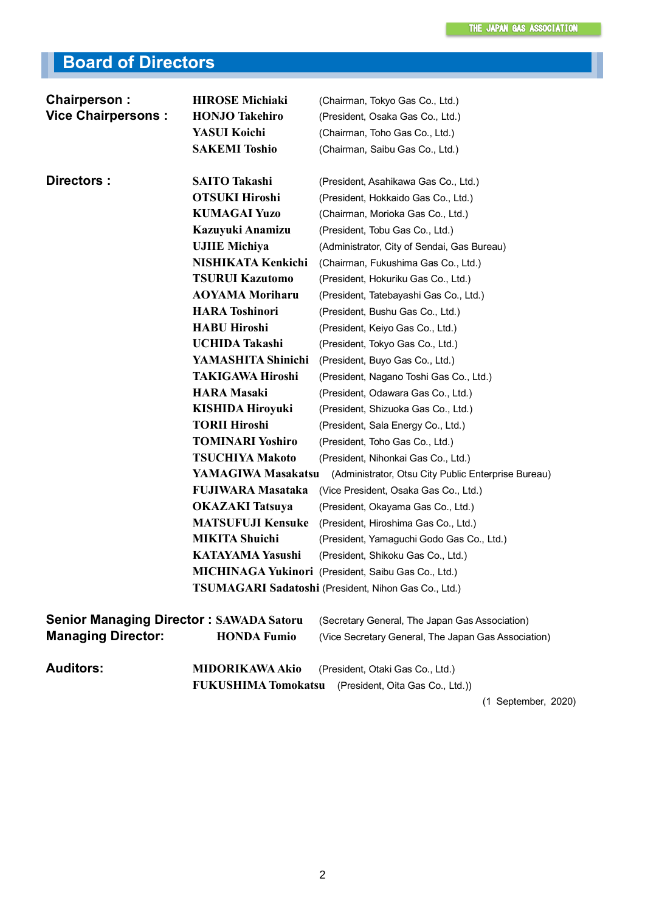## Board of Directors

| | | |
|---|---|---|
| **Chairperson :** | **HIROSE Michiaki** | (Chairman, Tokyo Gas Co., Ltd.) |
| **Vice Chairpersons :** | **HONJO Takehiro** | (President, Osaka Gas Co., Ltd.) |
| | **YASUI Koichi** | (Chairman, Toho Gas Co., Ltd.) |
| | **SAKEMI Toshio** | (Chairman, Saibu Gas Co., Ltd.) |
| **Directors :** | **SAITO Takashi** | (President, Asahikawa Gas Co., Ltd.) |
| | **OTSUKI Hiroshi** | (President, Hokkaido Gas Co., Ltd.) |
| | **KUMAGAI Yuzo** | (Chairman, Morioka Gas Co., Ltd.) |
| | **Kazuyuki Anamizu** | (President, Tobu Gas Co., Ltd.) |
| | **UJIIE Michiya** | (Administrator, City of Sendai, Gas Bureau) |
| | **NISHIKATA Kenkichi** | (Chairman, Fukushima Gas Co., Ltd.) |
| | **TSURUI Kazutomo** | (President, Hokuriku Gas Co., Ltd.) |
| | **AOYAMA Moriharu** | (President, Tatebayashi Gas Co., Ltd.) |
| | **HARA Toshinori** | (President, Bushu Gas Co., Ltd.) |
| | **HABU Hiroshi** | (President, Keiyo Gas Co., Ltd.) |
| | **UCHIDA Takashi** | (President, Tokyo Gas Co., Ltd.) |
| | **YAMASHITA Shinichi** | (President, Buyo Gas Co., Ltd.) |
| | **TAKIGAWA Hiroshi** | (President, Nagano Toshi Gas Co., Ltd.) |
| | **HARA Masaki** | (President, Odawara Gas Co., Ltd.) |
| | **KISHIDA Hiroyuki** | (President, Shizuoka Gas Co., Ltd.) |
| | **TORII Hiroshi** | (President, Sala Energy Co., Ltd.) |
| | **TOMINARI Yoshiro** | (President, Toho Gas Co., Ltd.) |
| | **TSUCHIYA Makoto** | (President, Nihonkai Gas Co., Ltd.) |
| | **YAMAGIWA Masakatsu** | (Administrator, Otsu City Public Enterprise Bureau) |
| | **FUJIWARA Masataka** | (Vice President, Osaka Gas Co., Ltd.) |
| | **OKAZAKI Tatsuya** | (President, Okayama Gas Co., Ltd.) |
| | **MATSUFUJI Kensuke** | (President, Hiroshima Gas Co., Ltd.) |
| | **MIKITA Shuichi** | (President, Yamaguchi Godo Gas Co., Ltd.) |
| | **KATAYAMA Yasushi** | (President, Shikoku Gas Co., Ltd.) |
| | **MICHINAGA Yukinori** | (President, Saibu Gas Co., Ltd.) |
| | **TSUMAGARI Sadatoshi** | (President, Nihon Gas Co., Ltd.) |
| **Senior Managing Director :** | **SAWADA Satoru** | (Secretary General, The Japan Gas Association) |
| **Managing Director:** | **HONDA Fumio** | (Vice Secretary General, The Japan Gas Association) |
| **Auditors:** | **MIDORIKAWA Akio** | (President, Otaki Gas Co., Ltd.) |
| | **FUKUSHIMA Tomokatsu** | (President, Oita Gas Co., Ltd.)) |

(1 September, 2020)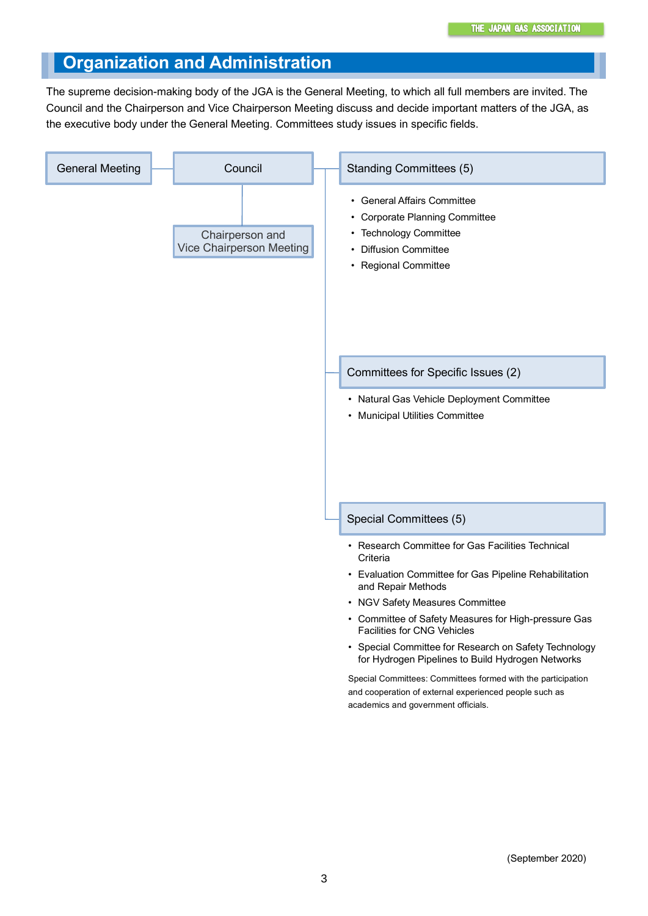# Organization and Administration

The supreme decision-making body of the JGA is the General Meeting, to which all full members are invited. The Council and the Chairperson and Vice Chairperson Meeting discuss and decide important matters of the JGA, as the executive body under the General Meeting. Committees study issues in specific fields.

General Meeting

Council

Chairperson and Vice Chairperson Meeting

## Standing Committees (5)

- General Affairs Committee
- Corporate Planning Committee
- Technology Committee
- Diffusion Committee
- Regional Committee

## Committees for Specific Issues (2)

- Natural Gas Vehicle Deployment Committee
- Municipal Utilities Committee

## Special Committees (5)

- Research Committee for Gas Facilities Technical Criteria
- Evaluation Committee for Gas Pipeline Rehabilitation and Repair Methods
- NGV Safety Measures Committee
- Committee of Safety Measures for High-pressure Gas Facilities for CNG Vehicles
- Special Committee for Research on Safety Technology for Hydrogen Pipelines to Build Hydrogen Networks

Special Committees: Committees formed with the participation and cooperation of external experienced people such as academics and government officials.

(September 2020)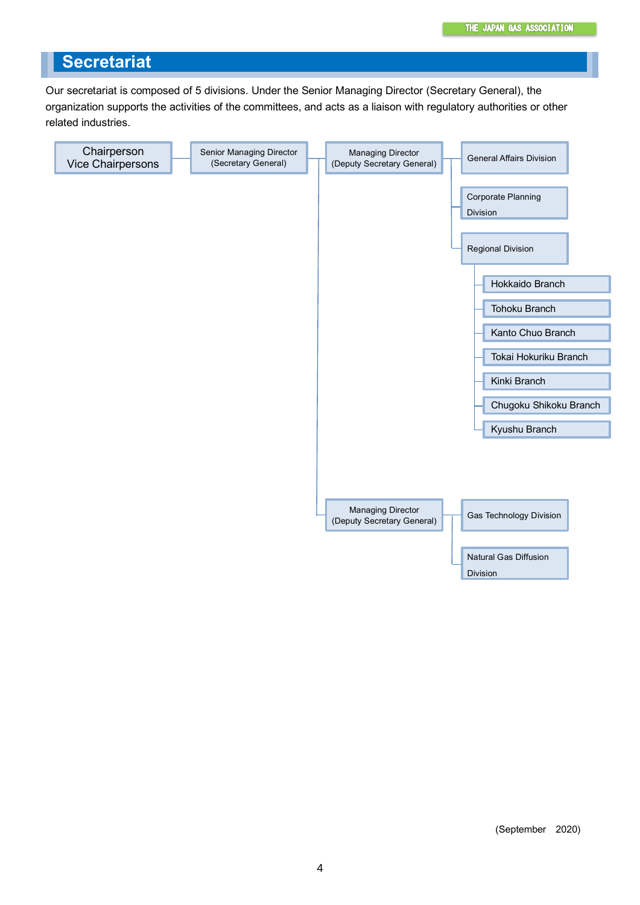## Secretariat

Our secretariat is composed of 5 divisions. Under the Senior Managing Director (Secretary General), the organization supports the activities of the committees, and acts as a liaison with regulatory authorities or other related industries.

- Chairperson / Vice Chairpersons
  - Senior Managing Director (Secretary General)
    - Managing Director (Deputy Secretary General)
      - General Affairs Division
      - Corporate Planning Division
      - Regional Division
        - Hokkaido Branch
        - Tohoku Branch
        - Kanto Chuo Branch
        - Tokai Hokuriku Branch
        - Kinki Branch
        - Chugoku Shikoku Branch
        - Kyushu Branch
    - Managing Director (Deputy Secretary General)
      - Gas Technology Division
      - Natural Gas Diffusion Division

(September 2020)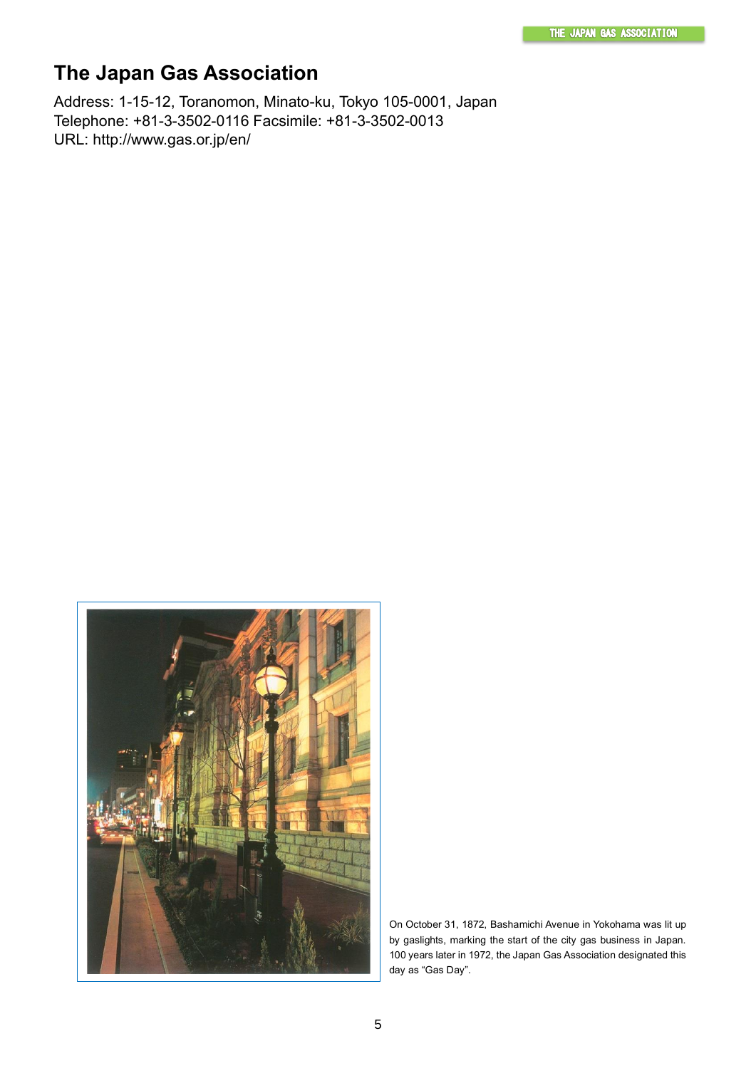# The Japan Gas Association

Address: 1-15-12, Toranomon, Minato-ku, Tokyo 105-0001, Japan
Telephone: +81-3-3502-0116 Facsimile: +81-3-3502-0013
URL: http://www.gas.or.jp/en/

On October 31, 1872, Bashamichi Avenue in Yokohama was lit up by gaslights, marking the start of the city gas business in Japan. 100 years later in 1972, the Japan Gas Association designated this day as “Gas Day”.